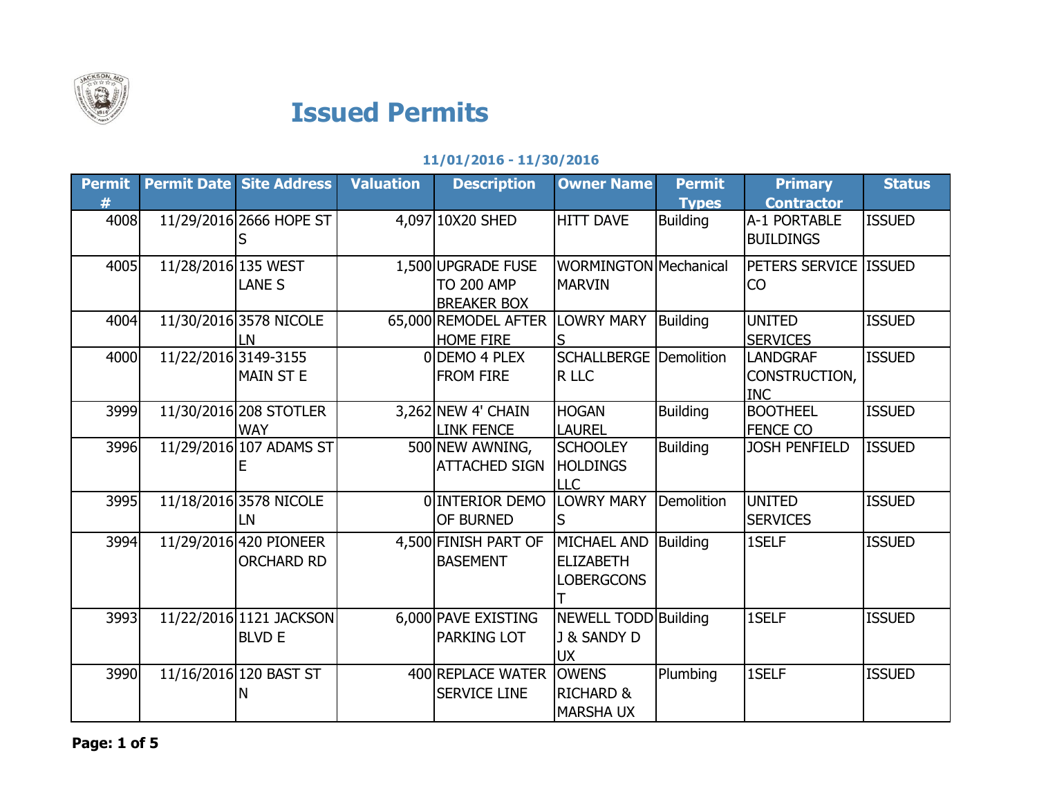# Issued Permits

**11/01/2016 - 11/30/2016**

| Permit # | Permit Date | Site Address | Valuation | Description | Owner Name | Permit Types | Primary Contractor | Status |
|---|---|---|---|---|---|---|---|---|
| 4008 | 11/29/2016 | 2666 HOPE ST S | 4,097 | 10X20 SHED | HITT DAVE | Building | A-1 PORTABLE BUILDINGS | ISSUED |
| 4005 | 11/28/2016 | 135 WEST LANE S | 1,500 | UPGRADE FUSE TO 200 AMP BREAKER BOX | WORMINGTON MARVIN | Mechanical | PETERS SERVICE CO | ISSUED |
| 4004 | 11/30/2016 | 3578 NICOLE LN | 65,000 | REMODEL AFTER HOME FIRE | LOWRY MARY S | Building | UNITED SERVICES | ISSUED |
| 4000 | 11/22/2016 | 3149-3155 MAIN ST E | 0 | DEMO 4 PLEX FROM FIRE | SCHALLBERGER LLC | Demolition | LANDGRAF CONSTRUCTION, INC | ISSUED |
| 3999 | 11/30/2016 | 208 STOTLER WAY | 3,262 | NEW 4' CHAIN LINK FENCE | HOGAN LAUREL | Building | BOOTHEEL FENCE CO | ISSUED |
| 3996 | 11/29/2016 | 107 ADAMS ST E | 500 | NEW AWNING, ATTACHED SIGN | SCHOOLEY HOLDINGS LLC | Building | JOSH PENFIELD | ISSUED |
| 3995 | 11/18/2016 | 3578 NICOLE LN | 0 | INTERIOR DEMO OF BURNED | LOWRY MARY S | Demolition | UNITED SERVICES | ISSUED |
| 3994 | 11/29/2016 | 420 PIONEER ORCHARD RD | 4,500 | FINISH PART OF BASEMENT | MICHAEL AND ELIZABETH LOBERGCONST | Building | 1SELF | ISSUED |
| 3993 | 11/22/2016 | 1121 JACKSON BLVD E | 6,000 | PAVE EXISTING PARKING LOT | NEWELL TODD J & SANDY D UX | Building | 1SELF | ISSUED |
| 3990 | 11/16/2016 | 120 BAST ST N | 400 | REPLACE WATER SERVICE LINE | OWENS RICHARD & MARSHA UX | Plumbing | 1SELF | ISSUED |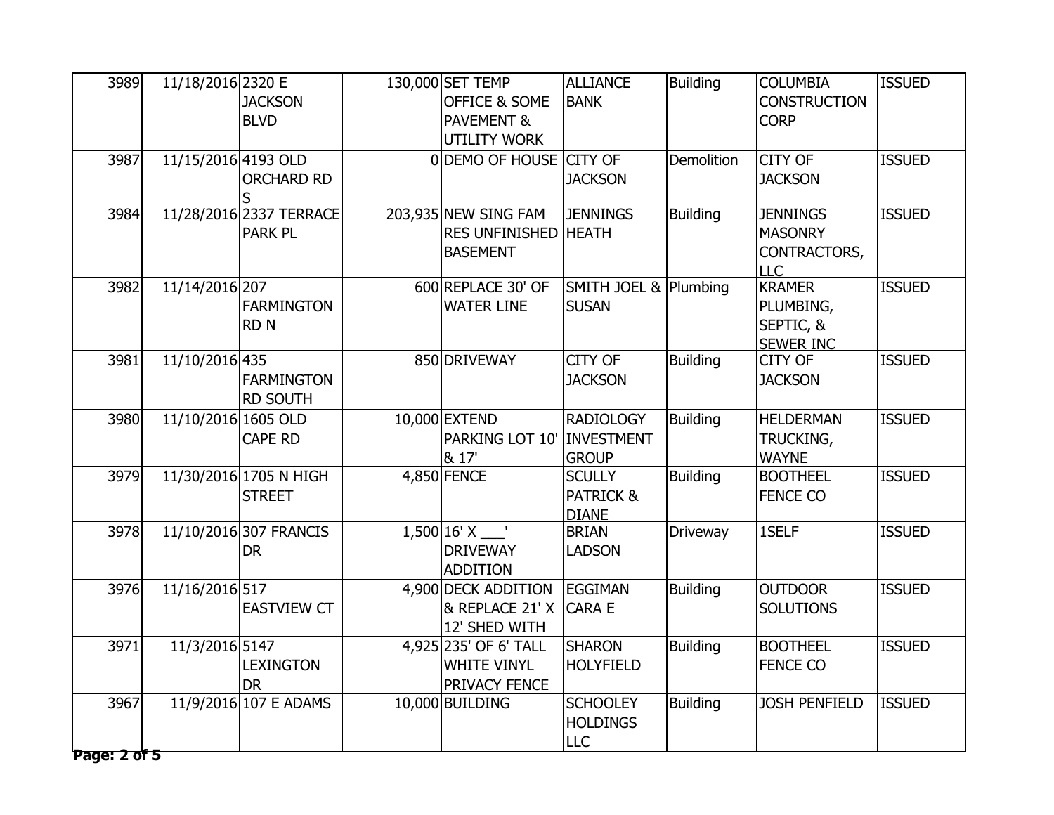| 3989 | 11/18/2016 | 2320 E JACKSON BLVD | 130,000 | SET TEMP OFFICE & SOME PAVEMENT & UTILITY WORK | ALLIANCE BANK | Building | COLUMBIA CONSTRUCTION CORP | ISSUED |
|---|---|---|---|---|---|---|---|---|
| 3987 | 11/15/2016 | 4193 OLD ORCHARD RD S | 0 | DEMO OF HOUSE | CITY OF JACKSON | Demolition | CITY OF JACKSON | ISSUED |
| 3984 | 11/28/2016 | 2337 TERRACE PARK PL | 203,935 | NEW SING FAM RES UNFINISHED BASEMENT | JENNINGS HEATH | Building | JENNINGS MASONRY CONTRACTORS, LLC | ISSUED |
| 3982 | 11/14/2016 | 207 FARMINGTON RD N | 600 | REPLACE 30' OF WATER LINE | SMITH JOEL & SUSAN | Plumbing | KRAMER PLUMBING, SEPTIC, & SEWER INC | ISSUED |
| 3981 | 11/10/2016 | 435 FARMINGTON RD SOUTH | 850 | DRIVEWAY | CITY OF JACKSON | Building | CITY OF JACKSON | ISSUED |
| 3980 | 11/10/2016 | 1605 OLD CAPE RD | 10,000 | EXTEND PARKING LOT 10' & 17' | RADIOLOGY INVESTMENT GROUP | Building | HELDERMAN TRUCKING, WAYNE | ISSUED |
| 3979 | 11/30/2016 | 1705 N HIGH STREET | 4,850 | FENCE | SCULLY PATRICK & DIANE | Building | BOOTHEEL FENCE CO | ISSUED |
| 3978 | 11/10/2016 | 307 FRANCIS DR | 1,500 | 16' X ___' DRIVEWAY ADDITION | BRIAN LADSON | Driveway | 1SELF | ISSUED |
| 3976 | 11/16/2016 | 517 EASTVIEW CT | 4,900 | DECK ADDITION & REPLACE 21' X 12' SHED WITH | EGGIMAN CARA E | Building | OUTDOOR SOLUTIONS | ISSUED |
| 3971 | 11/3/2016 | 5147 LEXINGTON DR | 4,925 | 235' OF 6' TALL WHITE VINYL PRIVACY FENCE | SHARON HOLYFIELD | Building | BOOTHEEL FENCE CO | ISSUED |
| 3967 | 11/9/2016 | 107 E ADAMS | 10,000 | BUILDING | SCHOOLEY HOLDINGS LLC | Building | JOSH PENFIELD | ISSUED |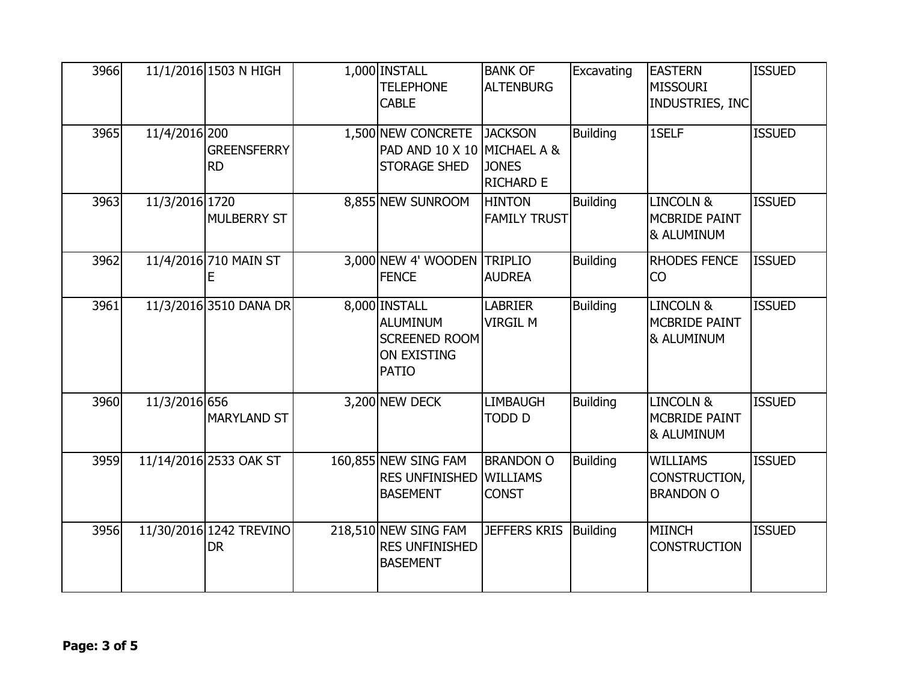| | | | | | | | | |
|---|---|---|---|---|---|---|---|---|
| 3966 | 11/1/2016 | 1503 N HIGH | 1,000 | INSTALL TELEPHONE CABLE | BANK OF ALTENBURG | Excavating | EASTERN MISSOURI INDUSTRIES, INC | ISSUED |
| 3965 | 11/4/2016 | 200 GREENSFERRY RD | 1,500 | NEW CONCRETE PAD AND 10 X 10 STORAGE SHED | JACKSON MICHAEL A & JONES RICHARD E | Building | 1SELF | ISSUED |
| 3963 | 11/3/2016 | 1720 MULBERRY ST | 8,855 | NEW SUNROOM | HINTON FAMILY TRUST | Building | LINCOLN & MCBRIDE PAINT & ALUMINUM | ISSUED |
| 3962 | 11/4/2016 | 710 MAIN ST E | 3,000 | NEW 4' WOODEN FENCE | TRIPLIO AUDREA | Building | RHODES FENCE CO | ISSUED |
| 3961 | 11/3/2016 | 3510 DANA DR | 8,000 | INSTALL ALUMINUM SCREENED ROOM ON EXISTING PATIO | LABRIER VIRGIL M | Building | LINCOLN & MCBRIDE PAINT & ALUMINUM | ISSUED |
| 3960 | 11/3/2016 | 656 MARYLAND ST | 3,200 | NEW DECK | LIMBAUGH TODD D | Building | LINCOLN & MCBRIDE PAINT & ALUMINUM | ISSUED |
| 3959 | 11/14/2016 | 2533 OAK ST | 160,855 | NEW SING FAM RES UNFINISHED BASEMENT | BRANDON O WILLIAMS CONST | Building | WILLIAMS CONSTRUCTION, BRANDON O | ISSUED |
| 3956 | 11/30/2016 | 1242 TREVINO DR | 218,510 | NEW SING FAM RES UNFINISHED BASEMENT | JEFFERS KRIS | Building | MIINCH CONSTRUCTION | ISSUED |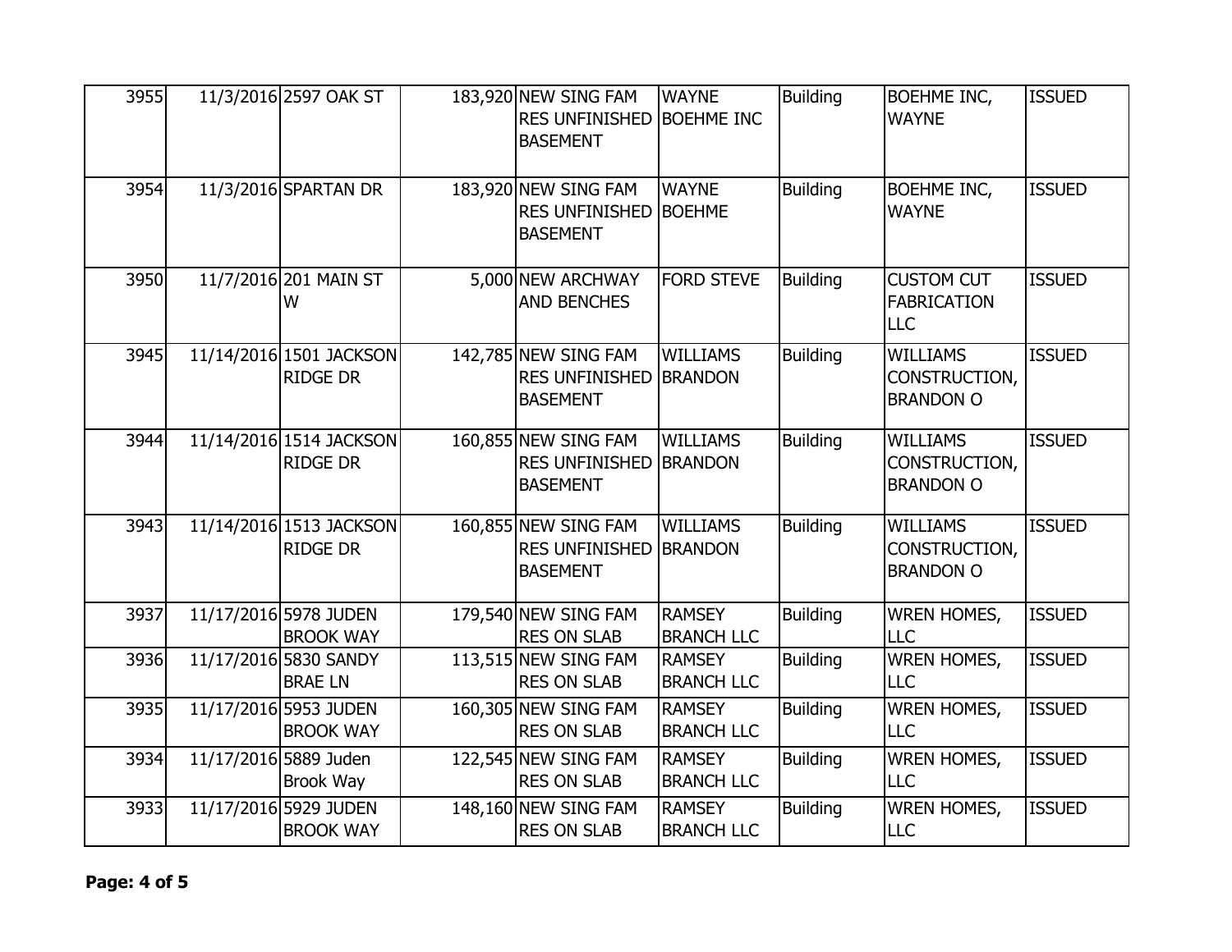| 3955 | 11/3/2016 | 2597 OAK ST | 183,920 | NEW SING FAM RES UNFINISHED BASEMENT | WAYNE BOEHME INC | Building | BOEHME INC, WAYNE | ISSUED |
|---|---|---|---|---|---|---|---|---|
| 3954 | 11/3/2016 | SPARTAN DR | 183,920 | NEW SING FAM RES UNFINISHED BASEMENT | WAYNE BOEHME | Building | BOEHME INC, WAYNE | ISSUED |
| 3950 | 11/7/2016 | 201 MAIN ST W | 5,000 | NEW ARCHWAY AND BENCHES | FORD STEVE | Building | CUSTOM CUT FABRICATION LLC | ISSUED |
| 3945 | 11/14/2016 | 1501 JACKSON RIDGE DR | 142,785 | NEW SING FAM RES UNFINISHED BASEMENT | WILLIAMS BRANDON | Building | WILLIAMS CONSTRUCTION, BRANDON O | ISSUED |
| 3944 | 11/14/2016 | 1514 JACKSON RIDGE DR | 160,855 | NEW SING FAM RES UNFINISHED BASEMENT | WILLIAMS BRANDON | Building | WILLIAMS CONSTRUCTION, BRANDON O | ISSUED |
| 3943 | 11/14/2016 | 1513 JACKSON RIDGE DR | 160,855 | NEW SING FAM RES UNFINISHED BASEMENT | WILLIAMS BRANDON | Building | WILLIAMS CONSTRUCTION, BRANDON O | ISSUED |
| 3937 | 11/17/2016 | 5978 JUDEN BROOK WAY | 179,540 | NEW SING FAM RES ON SLAB | RAMSEY BRANCH LLC | Building | WREN HOMES, LLC | ISSUED |
| 3936 | 11/17/2016 | 5830 SANDY BRAE LN | 113,515 | NEW SING FAM RES ON SLAB | RAMSEY BRANCH LLC | Building | WREN HOMES, LLC | ISSUED |
| 3935 | 11/17/2016 | 5953 JUDEN BROOK WAY | 160,305 | NEW SING FAM RES ON SLAB | RAMSEY BRANCH LLC | Building | WREN HOMES, LLC | ISSUED |
| 3934 | 11/17/2016 | 5889 Juden Brook Way | 122,545 | NEW SING FAM RES ON SLAB | RAMSEY BRANCH LLC | Building | WREN HOMES, LLC | ISSUED |
| 3933 | 11/17/2016 | 5929 JUDEN BROOK WAY | 148,160 | NEW SING FAM RES ON SLAB | RAMSEY BRANCH LLC | Building | WREN HOMES, LLC | ISSUED |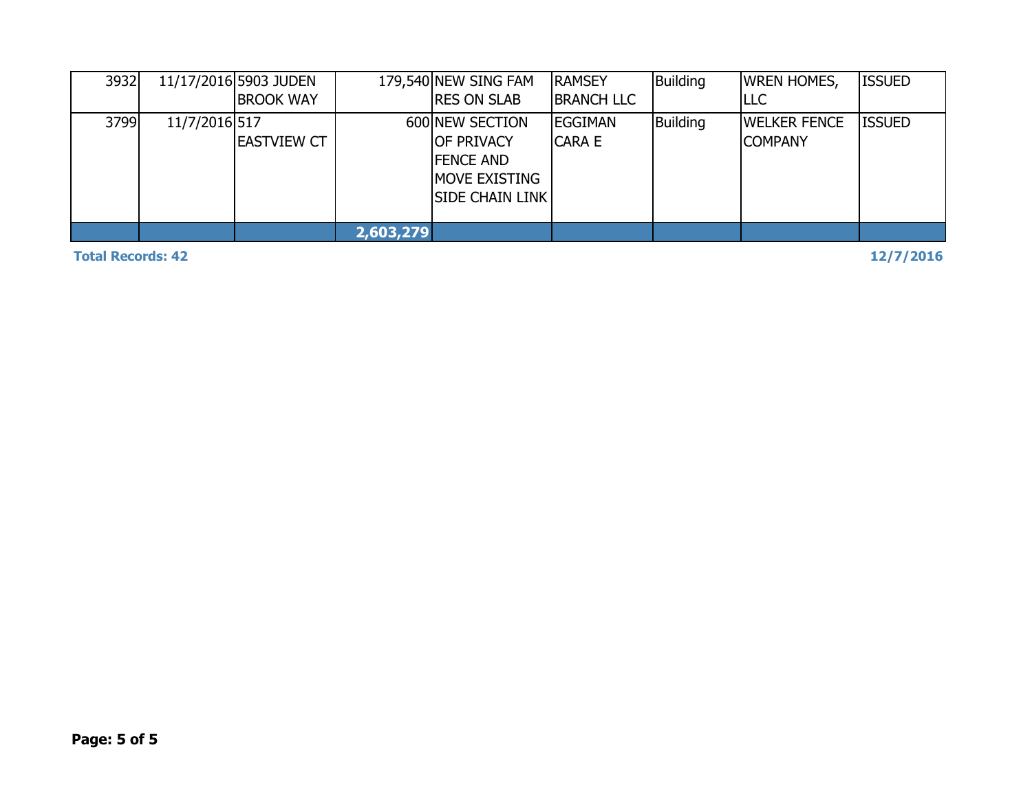| | | | | | | | | |
|---|---|---|---|---|---|---|---|---|
| 3932 | 11/17/2016 | 5903 JUDEN BROOK WAY | 179,540 | NEW SING FAM RES ON SLAB | RAMSEY BRANCH LLC | Building | WREN HOMES, LLC | ISSUED |
| 3799 | 11/7/2016 | 517 EASTVIEW CT | 600 | NEW SECTION OF PRIVACY FENCE AND MOVE EXISTING SIDE CHAIN LINK | EGGIMAN CARA E | Building | WELKER FENCE COMPANY | ISSUED |
| | | | **2,603,279** | | | | | |

**Total Records: 42**

**12/7/2016**